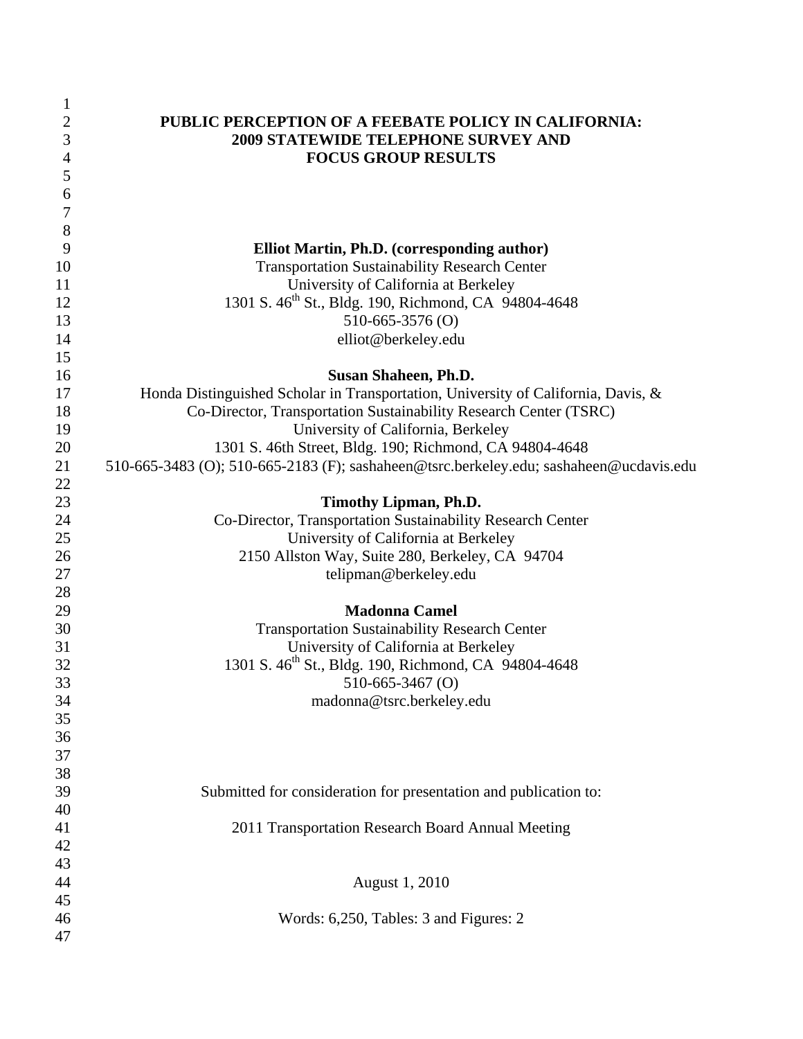# PUBLIC PERCEPTION OF A FEEBATE POLICY IN CALIFORNIA: 2009 STATEWIDE TELEPHONE SURVEY AND FOCUS GROUP RESULTS

**Elliot Martin, Ph.D. (corresponding author)**
Transportation Sustainability Research Center
University of California at Berkeley
1301 S. 46th St., Bldg. 190, Richmond, CA 94804-4648
510-665-3576 (O)
elliot@berkeley.edu

**Susan Shaheen, Ph.D.**
Honda Distinguished Scholar in Transportation, University of California, Davis, &
Co-Director, Transportation Sustainability Research Center (TSRC)
University of California, Berkeley
1301 S. 46th Street, Bldg. 190; Richmond, CA 94804-4648
510-665-3483 (O); 510-665-2183 (F); sashaheen@tsrc.berkeley.edu; sashaheen@ucdavis.edu

**Timothy Lipman, Ph.D.**
Co-Director, Transportation Sustainability Research Center
University of California at Berkeley
2150 Allston Way, Suite 280, Berkeley, CA 94704
telipman@berkeley.edu

**Madonna Camel**
Transportation Sustainability Research Center
University of California at Berkeley
1301 S. 46th St., Bldg. 190, Richmond, CA 94804-4648
510-665-3467 (O)
madonna@tsrc.berkeley.edu

Submitted for consideration for presentation and publication to:

2011 Transportation Research Board Annual Meeting

August 1, 2010

Words: 6,250, Tables: 3 and Figures: 2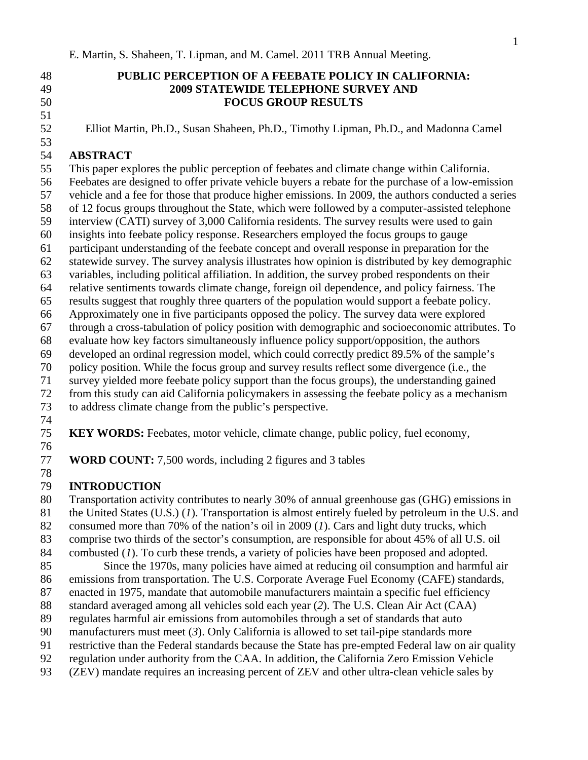# PUBLIC PERCEPTION OF A FEEBATE POLICY IN CALIFORNIA: 2009 STATEWIDE TELEPHONE SURVEY AND FOCUS GROUP RESULTS

Elliot Martin, Ph.D., Susan Shaheen, Ph.D., Timothy Lipman, Ph.D., and Madonna Camel

## ABSTRACT

This paper explores the public perception of feebates and climate change within California. Feebates are designed to offer private vehicle buyers a rebate for the purchase of a low-emission vehicle and a fee for those that produce higher emissions. In 2009, the authors conducted a series of 12 focus groups throughout the State, which were followed by a computer-assisted telephone interview (CATI) survey of 3,000 California residents. The survey results were used to gain insights into feebate policy response. Researchers employed the focus groups to gauge participant understanding of the feebate concept and overall response in preparation for the statewide survey. The survey analysis illustrates how opinion is distributed by key demographic variables, including political affiliation. In addition, the survey probed respondents on their relative sentiments towards climate change, foreign oil dependence, and policy fairness. The results suggest that roughly three quarters of the population would support a feebate policy. Approximately one in five participants opposed the policy. The survey data were explored through a cross-tabulation of policy position with demographic and socioeconomic attributes. To evaluate how key factors simultaneously influence policy support/opposition, the authors developed an ordinal regression model, which could correctly predict 89.5% of the sample's policy position. While the focus group and survey results reflect some divergence (i.e., the survey yielded more feebate policy support than the focus groups), the understanding gained from this study can aid California policymakers in assessing the feebate policy as a mechanism to address climate change from the public's perspective.

**KEY WORDS:** Feebates, motor vehicle, climate change, public policy, fuel economy,

**WORD COUNT:** 7,500 words, including 2 figures and 3 tables

## INTRODUCTION

Transportation activity contributes to nearly 30% of annual greenhouse gas (GHG) emissions in the United States (U.S.) (*1*). Transportation is almost entirely fueled by petroleum in the U.S. and consumed more than 70% of the nation's oil in 2009 (*1*). Cars and light duty trucks, which comprise two thirds of the sector's consumption, are responsible for about 45% of all U.S. oil combusted (*1*). To curb these trends, a variety of policies have been proposed and adopted.

Since the 1970s, many policies have aimed at reducing oil consumption and harmful air emissions from transportation. The U.S. Corporate Average Fuel Economy (CAFE) standards, enacted in 1975, mandate that automobile manufacturers maintain a specific fuel efficiency standard averaged among all vehicles sold each year (*2*). The U.S. Clean Air Act (CAA) regulates harmful air emissions from automobiles through a set of standards that auto manufacturers must meet (*3*). Only California is allowed to set tail-pipe standards more restrictive than the Federal standards because the State has pre-empted Federal law on air quality regulation under authority from the CAA. In addition, the California Zero Emission Vehicle (ZEV) mandate requires an increasing percent of ZEV and other ultra-clean vehicle sales by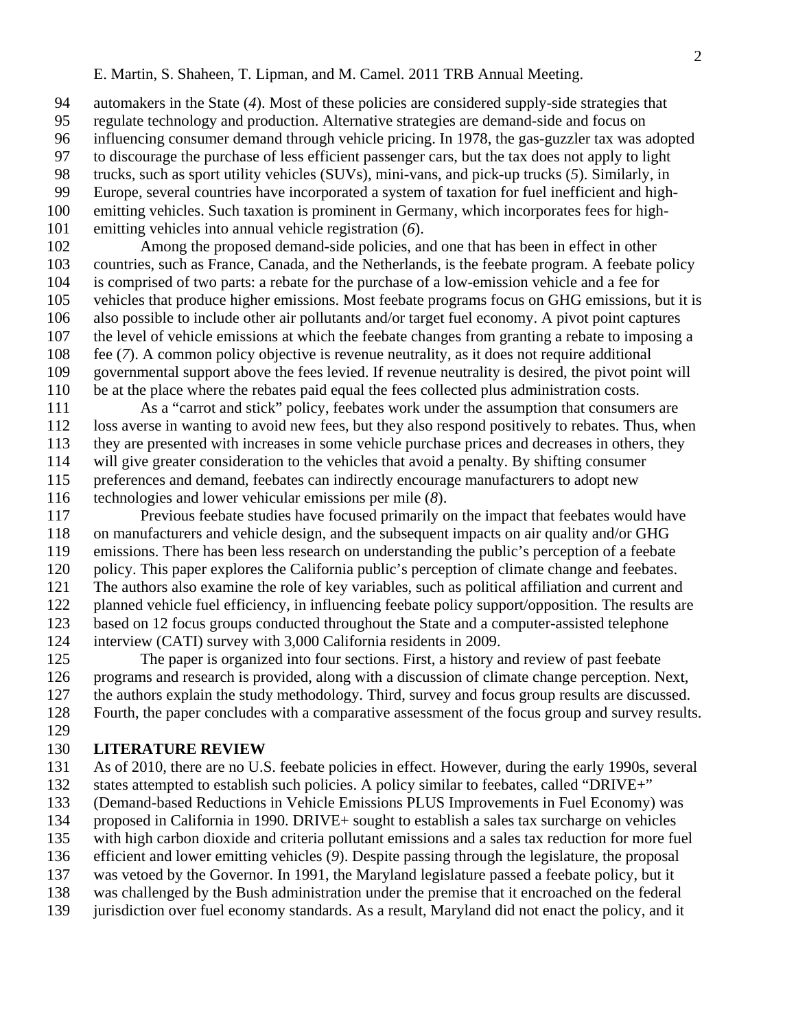automakers in the State (*4*). Most of these policies are considered supply-side strategies that regulate technology and production. Alternative strategies are demand-side and focus on influencing consumer demand through vehicle pricing. In 1978, the gas-guzzler tax was adopted to discourage the purchase of less efficient passenger cars, but the tax does not apply to light trucks, such as sport utility vehicles (SUVs), mini-vans, and pick-up trucks (*5*). Similarly, in Europe, several countries have incorporated a system of taxation for fuel inefficient and high-emitting vehicles. Such taxation is prominent in Germany, which incorporates fees for high-emitting vehicles into annual vehicle registration (*6*).

Among the proposed demand-side policies, and one that has been in effect in other countries, such as France, Canada, and the Netherlands, is the feebate program. A feebate policy is comprised of two parts: a rebate for the purchase of a low-emission vehicle and a fee for vehicles that produce higher emissions. Most feebate programs focus on GHG emissions, but it is also possible to include other air pollutants and/or target fuel economy. A pivot point captures the level of vehicle emissions at which the feebate changes from granting a rebate to imposing a fee (*7*). A common policy objective is revenue neutrality, as it does not require additional governmental support above the fees levied. If revenue neutrality is desired, the pivot point will be at the place where the rebates paid equal the fees collected plus administration costs.

As a "carrot and stick" policy, feebates work under the assumption that consumers are loss averse in wanting to avoid new fees, but they also respond positively to rebates. Thus, when they are presented with increases in some vehicle purchase prices and decreases in others, they will give greater consideration to the vehicles that avoid a penalty. By shifting consumer preferences and demand, feebates can indirectly encourage manufacturers to adopt new technologies and lower vehicular emissions per mile (*8*).

Previous feebate studies have focused primarily on the impact that feebates would have on manufacturers and vehicle design, and the subsequent impacts on air quality and/or GHG emissions. There has been less research on understanding the public's perception of a feebate policy. This paper explores the California public's perception of climate change and feebates. The authors also examine the role of key variables, such as political affiliation and current and planned vehicle fuel efficiency, in influencing feebate policy support/opposition. The results are based on 12 focus groups conducted throughout the State and a computer-assisted telephone interview (CATI) survey with 3,000 California residents in 2009.

The paper is organized into four sections. First, a history and review of past feebate programs and research is provided, along with a discussion of climate change perception. Next, the authors explain the study methodology. Third, survey and focus group results are discussed. Fourth, the paper concludes with a comparative assessment of the focus group and survey results.

## LITERATURE REVIEW

As of 2010, there are no U.S. feebate policies in effect. However, during the early 1990s, several states attempted to establish such policies. A policy similar to feebates, called "DRIVE+" (Demand-based Reductions in Vehicle Emissions PLUS Improvements in Fuel Economy) was proposed in California in 1990. DRIVE+ sought to establish a sales tax surcharge on vehicles with high carbon dioxide and criteria pollutant emissions and a sales tax reduction for more fuel efficient and lower emitting vehicles (*9*). Despite passing through the legislature, the proposal was vetoed by the Governor. In 1991, the Maryland legislature passed a feebate policy, but it was challenged by the Bush administration under the premise that it encroached on the federal jurisdiction over fuel economy standards. As a result, Maryland did not enact the policy, and it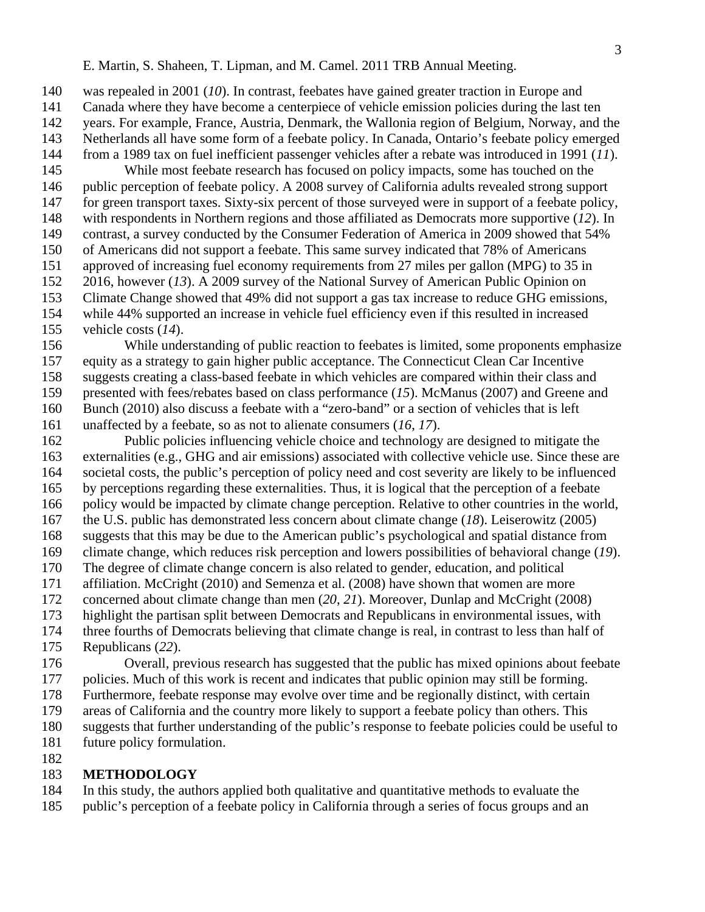was repealed in 2001 (*10*). In contrast, feebates have gained greater traction in Europe and Canada where they have become a centerpiece of vehicle emission policies during the last ten years. For example, France, Austria, Denmark, the Wallonia region of Belgium, Norway, and the Netherlands all have some form of a feebate policy. In Canada, Ontario's feebate policy emerged from a 1989 tax on fuel inefficient passenger vehicles after a rebate was introduced in 1991 (*11*).

While most feebate research has focused on policy impacts, some has touched on the public perception of feebate policy. A 2008 survey of California adults revealed strong support for green transport taxes. Sixty-six percent of those surveyed were in support of a feebate policy, with respondents in Northern regions and those affiliated as Democrats more supportive (*12*). In contrast, a survey conducted by the Consumer Federation of America in 2009 showed that 54% of Americans did not support a feebate. This same survey indicated that 78% of Americans approved of increasing fuel economy requirements from 27 miles per gallon (MPG) to 35 in 2016, however (*13*). A 2009 survey of the National Survey of American Public Opinion on Climate Change showed that 49% did not support a gas tax increase to reduce GHG emissions, while 44% supported an increase in vehicle fuel efficiency even if this resulted in increased vehicle costs (*14*).

While understanding of public reaction to feebates is limited, some proponents emphasize equity as a strategy to gain higher public acceptance. The Connecticut Clean Car Incentive suggests creating a class-based feebate in which vehicles are compared within their class and presented with fees/rebates based on class performance (*15*). McManus (2007) and Greene and Bunch (2010) also discuss a feebate with a "zero-band" or a section of vehicles that is left unaffected by a feebate, so as not to alienate consumers (*16*, *17*).

Public policies influencing vehicle choice and technology are designed to mitigate the externalities (e.g., GHG and air emissions) associated with collective vehicle use. Since these are societal costs, the public's perception of policy need and cost severity are likely to be influenced by perceptions regarding these externalities. Thus, it is logical that the perception of a feebate policy would be impacted by climate change perception. Relative to other countries in the world, the U.S. public has demonstrated less concern about climate change (*18*). Leiserowitz (2005) suggests that this may be due to the American public's psychological and spatial distance from climate change, which reduces risk perception and lowers possibilities of behavioral change (*19*). The degree of climate change concern is also related to gender, education, and political affiliation. McCright (2010) and Semenza et al. (2008) have shown that women are more concerned about climate change than men (*20*, *21*). Moreover, Dunlap and McCright (2008) highlight the partisan split between Democrats and Republicans in environmental issues, with three fourths of Democrats believing that climate change is real, in contrast to less than half of Republicans (*22*).

Overall, previous research has suggested that the public has mixed opinions about feebate policies. Much of this work is recent and indicates that public opinion may still be forming. Furthermore, feebate response may evolve over time and be regionally distinct, with certain areas of California and the country more likely to support a feebate policy than others. This suggests that further understanding of the public's response to feebate policies could be useful to future policy formulation.

## METHODOLOGY

In this study, the authors applied both qualitative and quantitative methods to evaluate the public's perception of a feebate policy in California through a series of focus groups and an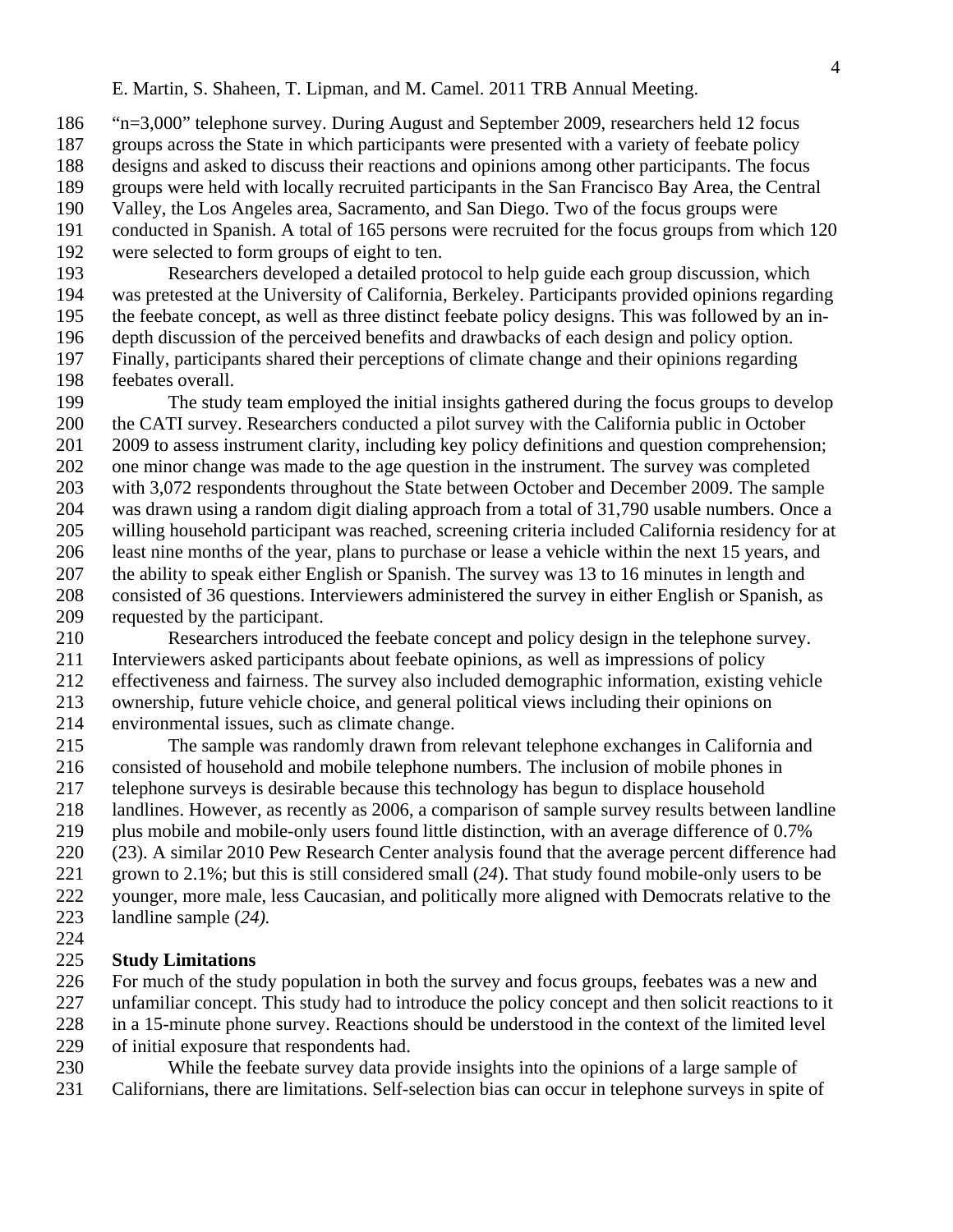"n=3,000" telephone survey. During August and September 2009, researchers held 12 focus groups across the State in which participants were presented with a variety of feebate policy designs and asked to discuss their reactions and opinions among other participants. The focus groups were held with locally recruited participants in the San Francisco Bay Area, the Central Valley, the Los Angeles area, Sacramento, and San Diego. Two of the focus groups were conducted in Spanish. A total of 165 persons were recruited for the focus groups from which 120 were selected to form groups of eight to ten.

Researchers developed a detailed protocol to help guide each group discussion, which was pretested at the University of California, Berkeley. Participants provided opinions regarding the feebate concept, as well as three distinct feebate policy designs. This was followed by an in-depth discussion of the perceived benefits and drawbacks of each design and policy option. Finally, participants shared their perceptions of climate change and their opinions regarding feebates overall.

The study team employed the initial insights gathered during the focus groups to develop the CATI survey. Researchers conducted a pilot survey with the California public in October 2009 to assess instrument clarity, including key policy definitions and question comprehension; one minor change was made to the age question in the instrument. The survey was completed with 3,072 respondents throughout the State between October and December 2009. The sample was drawn using a random digit dialing approach from a total of 31,790 usable numbers. Once a willing household participant was reached, screening criteria included California residency for at least nine months of the year, plans to purchase or lease a vehicle within the next 15 years, and the ability to speak either English or Spanish. The survey was 13 to 16 minutes in length and consisted of 36 questions. Interviewers administered the survey in either English or Spanish, as requested by the participant.

Researchers introduced the feebate concept and policy design in the telephone survey. Interviewers asked participants about feebate opinions, as well as impressions of policy effectiveness and fairness. The survey also included demographic information, existing vehicle ownership, future vehicle choice, and general political views including their opinions on environmental issues, such as climate change.

The sample was randomly drawn from relevant telephone exchanges in California and consisted of household and mobile telephone numbers. The inclusion of mobile phones in telephone surveys is desirable because this technology has begun to displace household landlines. However, as recently as 2006, a comparison of sample survey results between landline plus mobile and mobile-only users found little distinction, with an average difference of 0.7% (23). A similar 2010 Pew Research Center analysis found that the average percent difference had grown to 2.1%; but this is still considered small (*24*). That study found mobile-only users to be younger, more male, less Caucasian, and politically more aligned with Democrats relative to the landline sample (*24).*

## Study Limitations

For much of the study population in both the survey and focus groups, feebates was a new and unfamiliar concept. This study had to introduce the policy concept and then solicit reactions to it in a 15-minute phone survey. Reactions should be understood in the context of the limited level of initial exposure that respondents had.

While the feebate survey data provide insights into the opinions of a large sample of Californians, there are limitations. Self-selection bias can occur in telephone surveys in spite of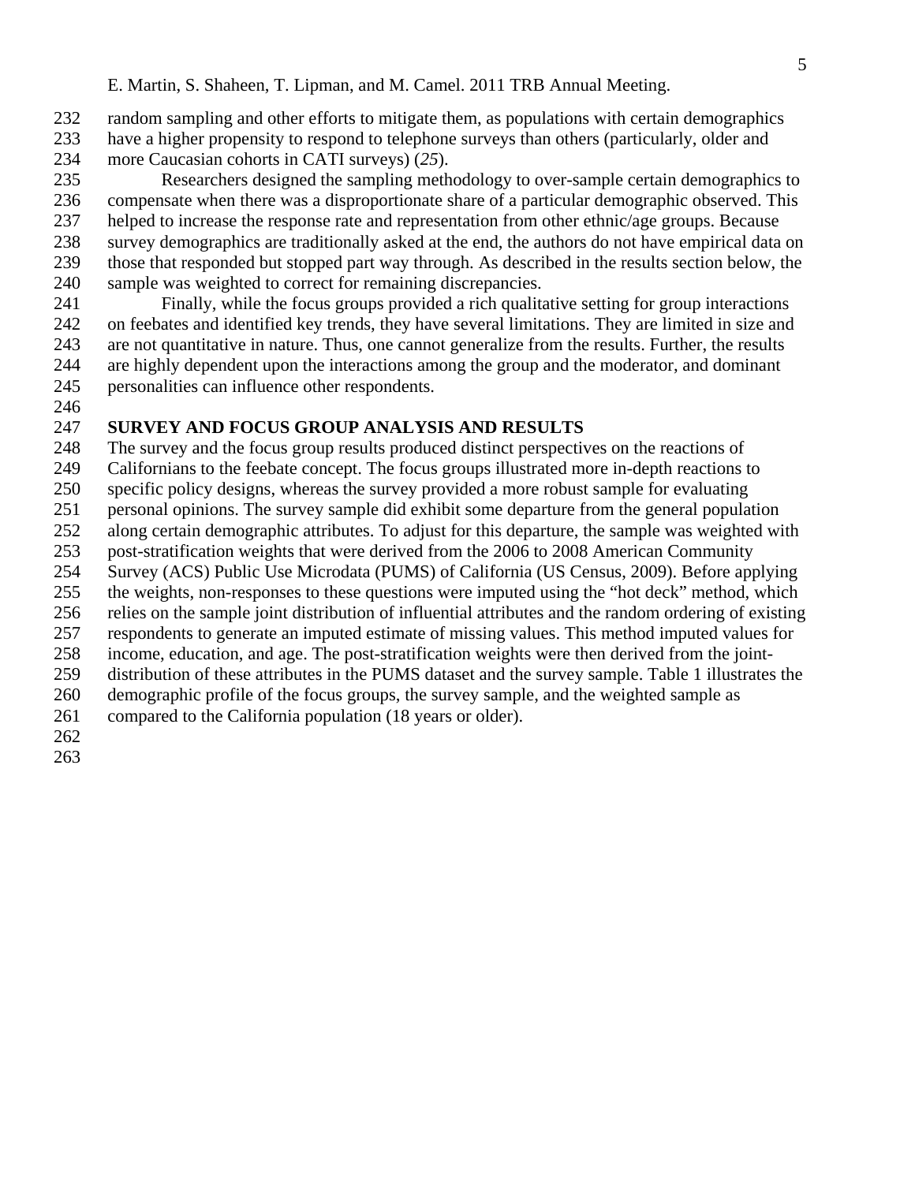random sampling and other efforts to mitigate them, as populations with certain demographics have a higher propensity to respond to telephone surveys than others (particularly, older and more Caucasian cohorts in CATI surveys) (*25*).

Researchers designed the sampling methodology to over-sample certain demographics to compensate when there was a disproportionate share of a particular demographic observed. This helped to increase the response rate and representation from other ethnic/age groups. Because survey demographics are traditionally asked at the end, the authors do not have empirical data on those that responded but stopped part way through. As described in the results section below, the sample was weighted to correct for remaining discrepancies.

Finally, while the focus groups provided a rich qualitative setting for group interactions on feebates and identified key trends, they have several limitations. They are limited in size and are not quantitative in nature. Thus, one cannot generalize from the results. Further, the results are highly dependent upon the interactions among the group and the moderator, and dominant personalities can influence other respondents.

## SURVEY AND FOCUS GROUP ANALYSIS AND RESULTS

The survey and the focus group results produced distinct perspectives on the reactions of Californians to the feebate concept. The focus groups illustrated more in-depth reactions to specific policy designs, whereas the survey provided a more robust sample for evaluating personal opinions. The survey sample did exhibit some departure from the general population along certain demographic attributes. To adjust for this departure, the sample was weighted with post-stratification weights that were derived from the 2006 to 2008 American Community Survey (ACS) Public Use Microdata (PUMS) of California (US Census, 2009). Before applying the weights, non-responses to these questions were imputed using the "hot deck" method, which relies on the sample joint distribution of influential attributes and the random ordering of existing respondents to generate an imputed estimate of missing values. This method imputed values for income, education, and age. The post-stratification weights were then derived from the joint-distribution of these attributes in the PUMS dataset and the survey sample. Table 1 illustrates the demographic profile of the focus groups, the survey sample, and the weighted sample as compared to the California population (18 years or older).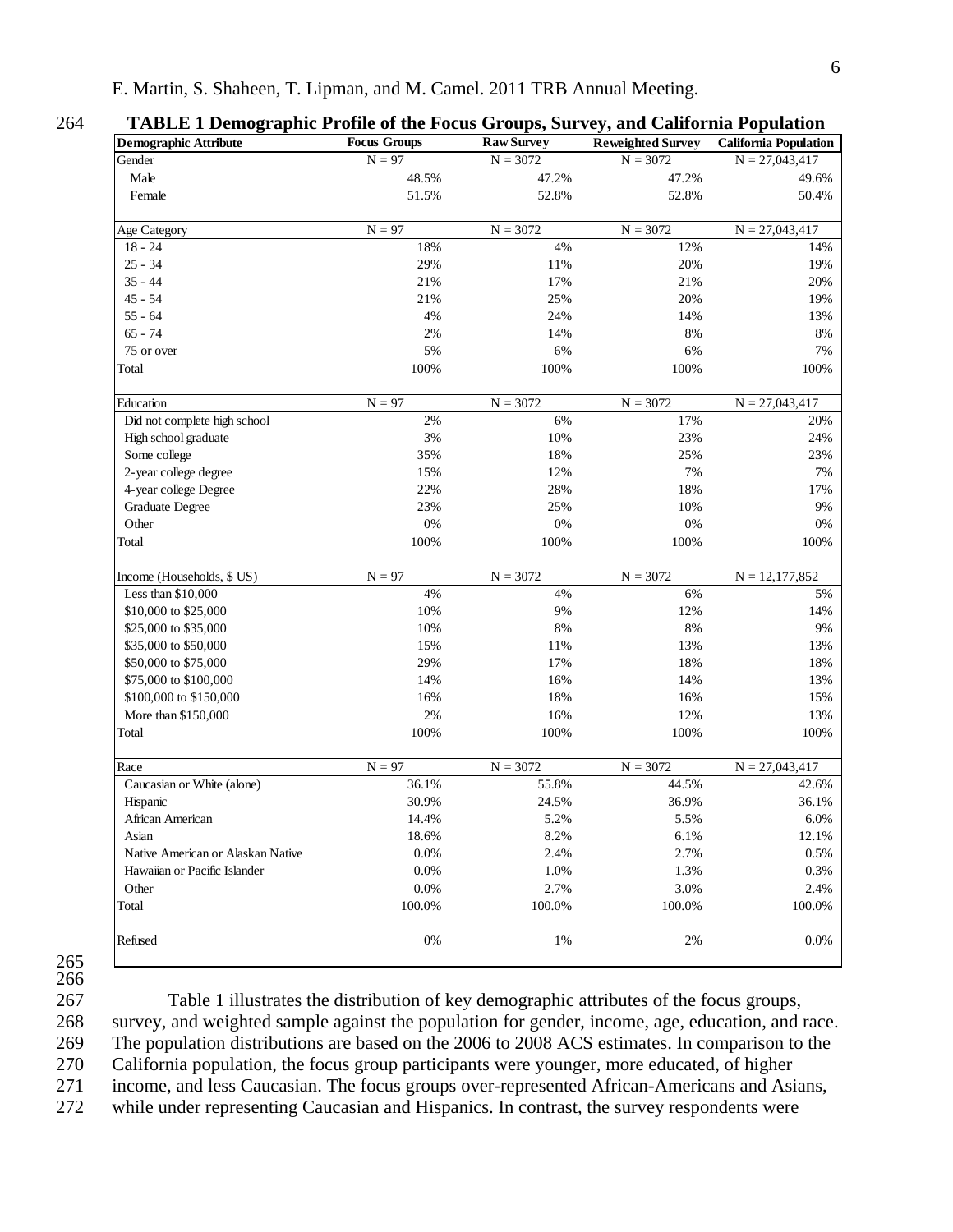**TABLE 1 Demographic Profile of the Focus Groups, Survey, and California Population**

| Demographic Attribute | Focus Groups | Raw Survey | Reweighted Survey | California Population |
|---|---|---|---|---|
| Gender | N = 97 | N = 3072 | N = 3072 | N = 27,043,417 |
| Male | 48.5% | 47.2% | 47.2% | 49.6% |
| Female | 51.5% | 52.8% | 52.8% | 50.4% |
| | | | | |
| Age Category | N = 97 | N = 3072 | N = 3072 | N = 27,043,417 |
| 18 - 24 | 18% | 4% | 12% | 14% |
| 25 - 34 | 29% | 11% | 20% | 19% |
| 35 - 44 | 21% | 17% | 21% | 20% |
| 45 - 54 | 21% | 25% | 20% | 19% |
| 55 - 64 | 4% | 24% | 14% | 13% |
| 65 - 74 | 2% | 14% | 8% | 8% |
| 75 or over | 5% | 6% | 6% | 7% |
| Total | 100% | 100% | 100% | 100% |
| | | | | |
| Education | N = 97 | N = 3072 | N = 3072 | N = 27,043,417 |
| Did not complete high school | 2% | 6% | 17% | 20% |
| High school graduate | 3% | 10% | 23% | 24% |
| Some college | 35% | 18% | 25% | 23% |
| 2-year college degree | 15% | 12% | 7% | 7% |
| 4-year college Degree | 22% | 28% | 18% | 17% |
| Graduate Degree | 23% | 25% | 10% | 9% |
| Other | 0% | 0% | 0% | 0% |
| Total | 100% | 100% | 100% | 100% |
| | | | | |
| Income (Households, $ US) | N = 97 | N = 3072 | N = 3072 | N = 12,177,852 |
| Less than $10,000 | 4% | 4% | 6% | 5% |
| $10,000 to $25,000 | 10% | 9% | 12% | 14% |
| $25,000 to $35,000 | 10% | 8% | 8% | 9% |
| $35,000 to $50,000 | 15% | 11% | 13% | 13% |
| $50,000 to $75,000 | 29% | 17% | 18% | 18% |
| $75,000 to $100,000 | 14% | 16% | 14% | 13% |
| $100,000 to $150,000 | 16% | 18% | 16% | 15% |
| More than $150,000 | 2% | 16% | 12% | 13% |
| Total | 100% | 100% | 100% | 100% |
| | | | | |
| Race | N = 97 | N = 3072 | N = 3072 | N = 27,043,417 |
| Caucasian or White (alone) | 36.1% | 55.8% | 44.5% | 42.6% |
| Hispanic | 30.9% | 24.5% | 36.9% | 36.1% |
| African American | 14.4% | 5.2% | 5.5% | 6.0% |
| Asian | 18.6% | 8.2% | 6.1% | 12.1% |
| Native American or Alaskan Native | 0.0% | 2.4% | 2.7% | 0.5% |
| Hawaiian or Pacific Islander | 0.0% | 1.0% | 1.3% | 0.3% |
| Other | 0.0% | 2.7% | 3.0% | 2.4% |
| Total | 100.0% | 100.0% | 100.0% | 100.0% |
| | | | | |
| Refused | 0% | 1% | 2% | 0.0% |

Table 1 illustrates the distribution of key demographic attributes of the focus groups, survey, and weighted sample against the population for gender, income, age, education, and race. The population distributions are based on the 2006 to 2008 ACS estimates. In comparison to the California population, the focus group participants were younger, more educated, of higher income, and less Caucasian. The focus groups over-represented African-Americans and Asians, while under representing Caucasian and Hispanics. In contrast, the survey respondents were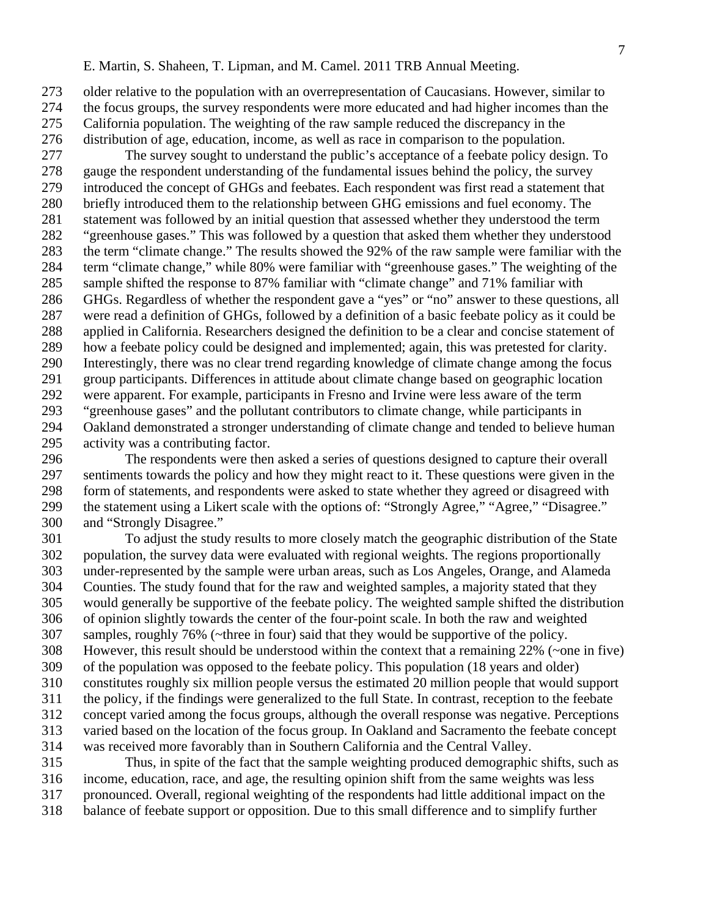older relative to the population with an overrepresentation of Caucasians. However, similar to the focus groups, the survey respondents were more educated and had higher incomes than the California population. The weighting of the raw sample reduced the discrepancy in the distribution of age, education, income, as well as race in comparison to the population.

The survey sought to understand the public's acceptance of a feebate policy design. To gauge the respondent understanding of the fundamental issues behind the policy, the survey introduced the concept of GHGs and feebates. Each respondent was first read a statement that briefly introduced them to the relationship between GHG emissions and fuel economy. The statement was followed by an initial question that assessed whether they understood the term "greenhouse gases." This was followed by a question that asked them whether they understood the term "climate change." The results showed the 92% of the raw sample were familiar with the term "climate change," while 80% were familiar with "greenhouse gases." The weighting of the sample shifted the response to 87% familiar with "climate change" and 71% familiar with GHGs. Regardless of whether the respondent gave a "yes" or "no" answer to these questions, all were read a definition of GHGs, followed by a definition of a basic feebate policy as it could be applied in California. Researchers designed the definition to be a clear and concise statement of how a feebate policy could be designed and implemented; again, this was pretested for clarity. Interestingly, there was no clear trend regarding knowledge of climate change among the focus group participants. Differences in attitude about climate change based on geographic location were apparent. For example, participants in Fresno and Irvine were less aware of the term "greenhouse gases" and the pollutant contributors to climate change, while participants in Oakland demonstrated a stronger understanding of climate change and tended to believe human activity was a contributing factor.

The respondents were then asked a series of questions designed to capture their overall sentiments towards the policy and how they might react to it. These questions were given in the form of statements, and respondents were asked to state whether they agreed or disagreed with the statement using a Likert scale with the options of: "Strongly Agree," "Agree," "Disagree." and "Strongly Disagree."

To adjust the study results to more closely match the geographic distribution of the State population, the survey data were evaluated with regional weights. The regions proportionally under-represented by the sample were urban areas, such as Los Angeles, Orange, and Alameda Counties. The study found that for the raw and weighted samples, a majority stated that they would generally be supportive of the feebate policy. The weighted sample shifted the distribution of opinion slightly towards the center of the four-point scale. In both the raw and weighted samples, roughly 76% (~three in four) said that they would be supportive of the policy. However, this result should be understood within the context that a remaining 22% (~one in five) of the population was opposed to the feebate policy. This population (18 years and older) constitutes roughly six million people versus the estimated 20 million people that would support the policy, if the findings were generalized to the full State. In contrast, reception to the feebate concept varied among the focus groups, although the overall response was negative. Perceptions varied based on the location of the focus group. In Oakland and Sacramento the feebate concept was received more favorably than in Southern California and the Central Valley.

Thus, in spite of the fact that the sample weighting produced demographic shifts, such as income, education, race, and age, the resulting opinion shift from the same weights was less pronounced. Overall, regional weighting of the respondents had little additional impact on the balance of feebate support or opposition. Due to this small difference and to simplify further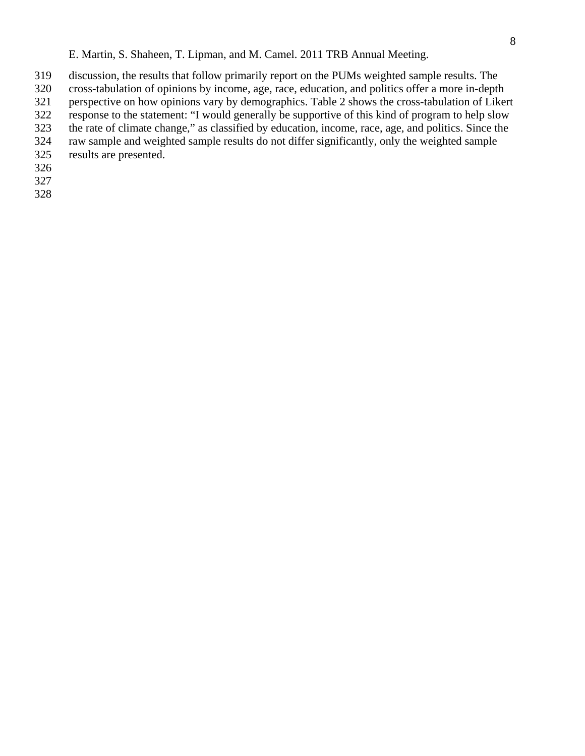discussion, the results that follow primarily report on the PUMs weighted sample results. The cross-tabulation of opinions by income, age, race, education, and politics offer a more in-depth perspective on how opinions vary by demographics. Table 2 shows the cross-tabulation of Likert response to the statement: "I would generally be supportive of this kind of program to help slow the rate of climate change," as classified by education, income, race, age, and politics. Since the raw sample and weighted sample results do not differ significantly, only the weighted sample results are presented.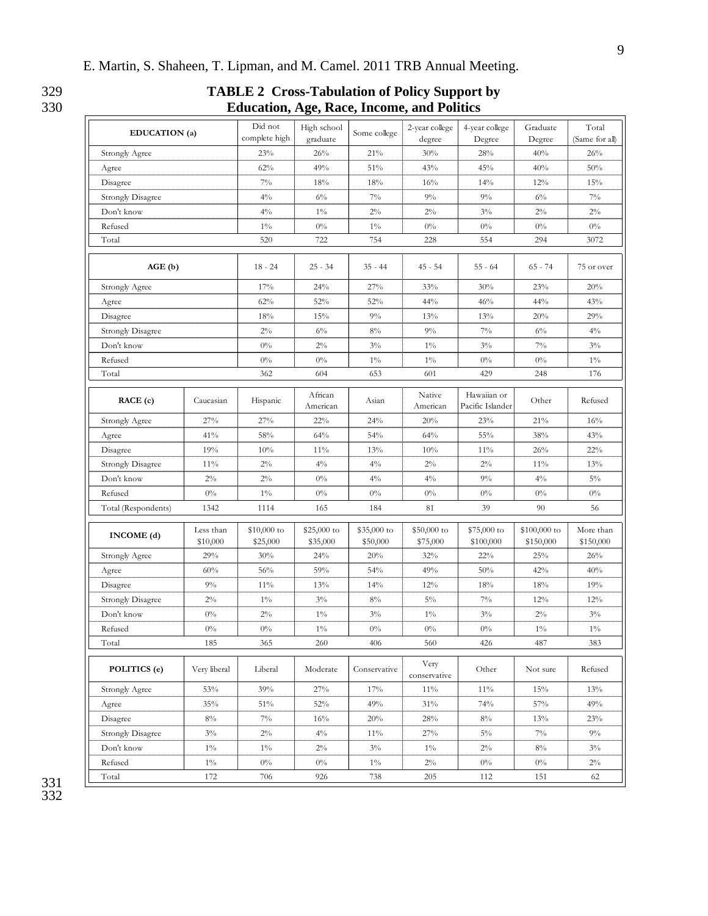**TABLE 2 Cross-Tabulation of Policy Support by Education, Age, Race, Income, and Politics**

| EDUCATION (a) | | Did not complete high | High school graduate | Some college | 2-year college degree | 4-year college Degree | Graduate Degree | Total (Same for all) |
|---|---|---|---|---|---|---|---|---|
| Strongly Agree | | 23% | 26% | 21% | 30% | 28% | 40% | 26% |
| Agree | | 62% | 49% | 51% | 43% | 45% | 40% | 50% |
| Disagree | | 7% | 18% | 18% | 16% | 14% | 12% | 15% |
| Strongly Disagree | | 4% | 6% | 7% | 9% | 9% | 6% | 7% |
| Don't know | | 4% | 1% | 2% | 2% | 3% | 2% | 2% |
| Refused | | 1% | 0% | 1% | 0% | 0% | 0% | 0% |
| Total | | 520 | 722 | 754 | 228 | 554 | 294 | 3072 |
| **AGE (b)** | | 18 - 24 | 25 - 34 | 35 - 44 | 45 - 54 | 55 - 64 | 65 - 74 | 75 or over |
| Strongly Agree | | 17% | 24% | 27% | 33% | 30% | 23% | 20% |
| Agree | | 62% | 52% | 52% | 44% | 46% | 44% | 43% |
| Disagree | | 18% | 15% | 9% | 13% | 13% | 20% | 29% |
| Strongly Disagree | | 2% | 6% | 8% | 9% | 7% | 6% | 4% |
| Don't know | | 0% | 2% | 3% | 1% | 3% | 7% | 3% |
| Refused | | 0% | 0% | 1% | 1% | 0% | 0% | 1% |
| Total | | 362 | 604 | 653 | 601 | 429 | 248 | 176 |
| **RACE (c)** | Caucasian | Hispanic | African American | Asian | Native American | Hawaiian or Pacific Islander | Other | Refused |
| Strongly Agree | 27% | 27% | 22% | 24% | 20% | 23% | 21% | 16% |
| Agree | 41% | 58% | 64% | 54% | 64% | 55% | 38% | 43% |
| Disagree | 19% | 10% | 11% | 13% | 10% | 11% | 26% | 22% |
| Strongly Disagree | 11% | 2% | 4% | 4% | 2% | 2% | 11% | 13% |
| Don't know | 2% | 2% | 0% | 4% | 4% | 9% | 4% | 5% |
| Refused | 0% | 1% | 0% | 0% | 0% | 0% | 0% | 0% |
| Total (Respondents) | 1342 | 1114 | 165 | 184 | 81 | 39 | 90 | 56 |
| **INCOME (d)** | Less than $10,000 | $10,000 to $25,000 | $25,000 to $35,000 | $35,000 to $50,000 | $50,000 to $75,000 | $75,000 to $100,000 | $100,000 to $150,000 | More than $150,000 |
| Strongly Agree | 29% | 30% | 24% | 20% | 32% | 22% | 25% | 26% |
| Agree | 60% | 56% | 59% | 54% | 49% | 50% | 42% | 40% |
| Disagree | 9% | 11% | 13% | 14% | 12% | 18% | 18% | 19% |
| Strongly Disagree | 2% | 1% | 3% | 8% | 5% | 7% | 12% | 12% |
| Don't know | 0% | 2% | 1% | 3% | 1% | 3% | 2% | 3% |
| Refused | 0% | 0% | 1% | 0% | 0% | 0% | 1% | 1% |
| Total | 185 | 365 | 260 | 406 | 560 | 426 | 487 | 383 |
| **POLITICS (e)** | Very liberal | Liberal | Moderate | Conservative | Very conservative | Other | Not sure | Refused |
| Strongly Agree | 53% | 39% | 27% | 17% | 11% | 11% | 15% | 13% |
| Agree | 35% | 51% | 52% | 49% | 31% | 74% | 57% | 49% |
| Disagree | 8% | 7% | 16% | 20% | 28% | 8% | 13% | 23% |
| Strongly Disagree | 3% | 2% | 4% | 11% | 27% | 5% | 7% | 9% |
| Don't know | 1% | 1% | 2% | 3% | 1% | 2% | 8% | 3% |
| Refused | 1% | 0% | 0% | 1% | 2% | 0% | 0% | 2% |
| Total | 172 | 706 | 926 | 738 | 205 | 112 | 151 | 62 |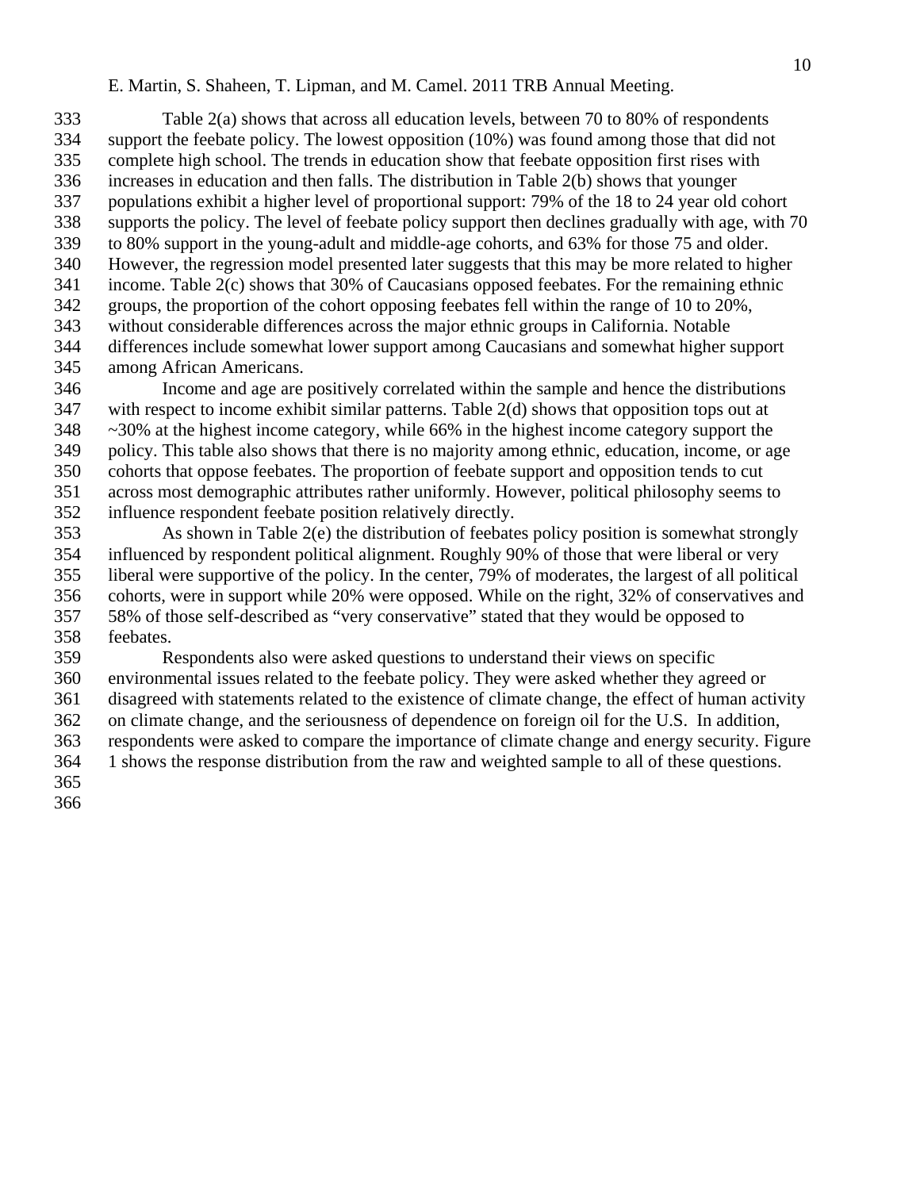Table 2(a) shows that across all education levels, between 70 to 80% of respondents support the feebate policy. The lowest opposition (10%) was found among those that did not complete high school. The trends in education show that feebate opposition first rises with increases in education and then falls. The distribution in Table 2(b) shows that younger populations exhibit a higher level of proportional support: 79% of the 18 to 24 year old cohort supports the policy. The level of feebate policy support then declines gradually with age, with 70 to 80% support in the young-adult and middle-age cohorts, and 63% for those 75 and older. However, the regression model presented later suggests that this may be more related to higher income. Table 2(c) shows that 30% of Caucasians opposed feebates. For the remaining ethnic groups, the proportion of the cohort opposing feebates fell within the range of 10 to 20%, without considerable differences across the major ethnic groups in California. Notable differences include somewhat lower support among Caucasians and somewhat higher support among African Americans.

Income and age are positively correlated within the sample and hence the distributions with respect to income exhibit similar patterns. Table 2(d) shows that opposition tops out at ~30% at the highest income category, while 66% in the highest income category support the policy. This table also shows that there is no majority among ethnic, education, income, or age cohorts that oppose feebates. The proportion of feebate support and opposition tends to cut across most demographic attributes rather uniformly. However, political philosophy seems to influence respondent feebate position relatively directly.

As shown in Table 2(e) the distribution of feebates policy position is somewhat strongly influenced by respondent political alignment. Roughly 90% of those that were liberal or very liberal were supportive of the policy. In the center, 79% of moderates, the largest of all political cohorts, were in support while 20% were opposed. While on the right, 32% of conservatives and 58% of those self-described as "very conservative" stated that they would be opposed to feebates.

Respondents also were asked questions to understand their views on specific environmental issues related to the feebate policy. They were asked whether they agreed or disagreed with statements related to the existence of climate change, the effect of human activity on climate change, and the seriousness of dependence on foreign oil for the U.S. In addition, respondents were asked to compare the importance of climate change and energy security. Figure 1 shows the response distribution from the raw and weighted sample to all of these questions.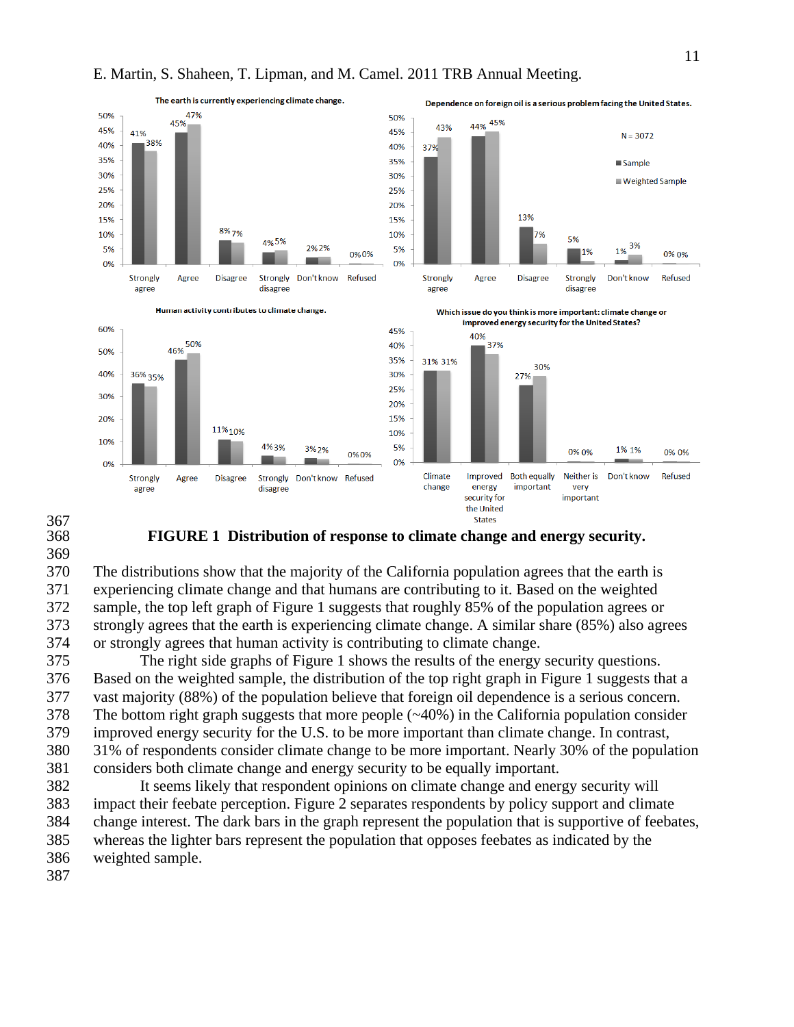**FIGURE 1 Distribution of response to climate change and energy security.**

The distributions show that the majority of the California population agrees that the earth is experiencing climate change and that humans are contributing to it. Based on the weighted sample, the top left graph of Figure 1 suggests that roughly 85% of the population agrees or strongly agrees that the earth is experiencing climate change. A similar share (85%) also agrees or strongly agrees that human activity is contributing to climate change.

The right side graphs of Figure 1 shows the results of the energy security questions. Based on the weighted sample, the distribution of the top right graph in Figure 1 suggests that a vast majority (88%) of the population believe that foreign oil dependence is a serious concern. The bottom right graph suggests that more people (~40%) in the California population consider improved energy security for the U.S. to be more important than climate change. In contrast, 31% of respondents consider climate change to be more important. Nearly 30% of the population considers both climate change and energy security to be equally important.

It seems likely that respondent opinions on climate change and energy security will impact their feebate perception. Figure 2 separates respondents by policy support and climate change interest. The dark bars in the graph represent the population that is supportive of feebates, whereas the lighter bars represent the population that opposes feebates as indicated by the weighted sample.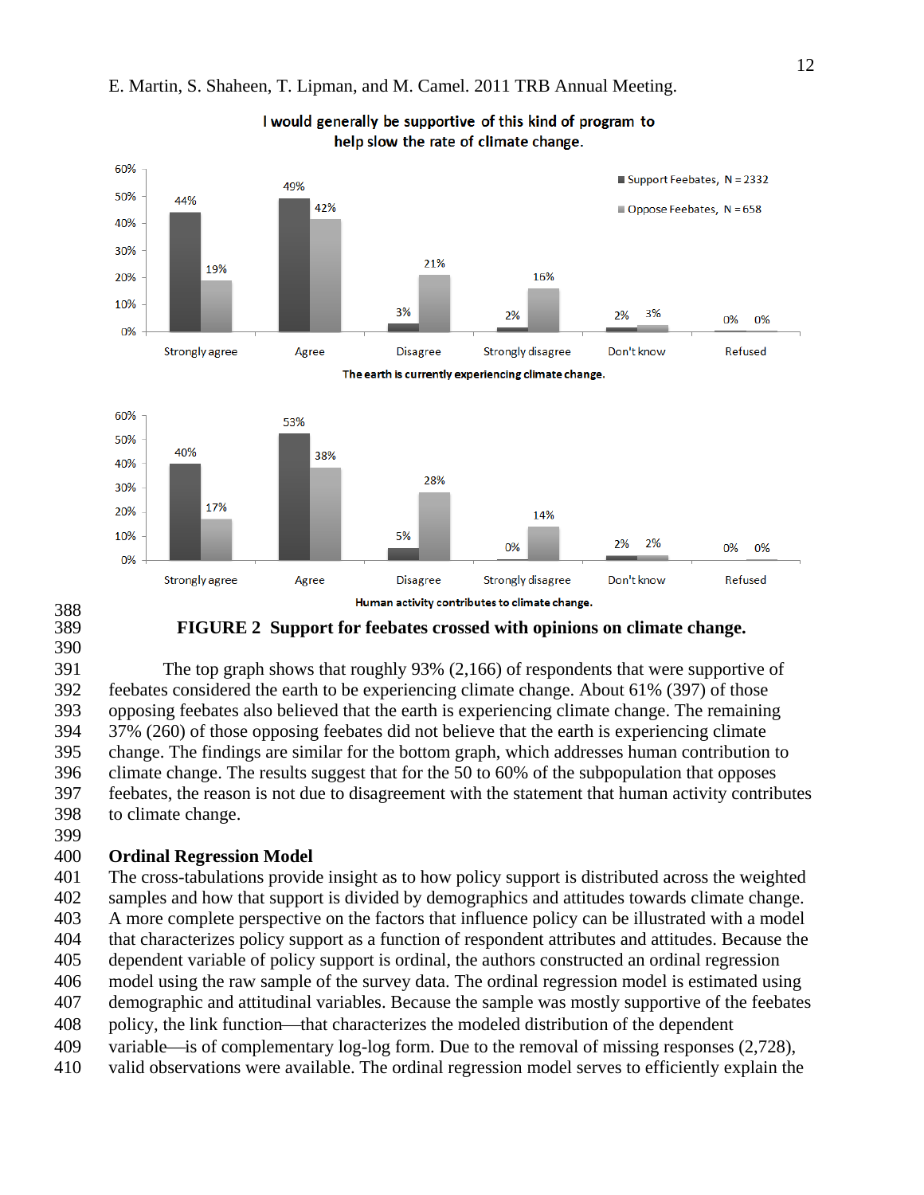I would generally be supportive of this kind of program to help slow the rate of climate change.

| | Strongly agree | Agree | Disagree | Strongly disagree | Don't know | Refused |
|---|---|---|---|---|---|---|
| Support Feebates, N = 2332 | 44% | 49% | 3% | 2% | 2% | 0% |
| Oppose Feebates, N = 658 | 19% | 42% | 21% | 16% | 3% | 0% |

The earth is currently experiencing climate change.

| | Strongly agree | Agree | Disagree | Strongly disagree | Don't know | Refused |
|---|---|---|---|---|---|---|
| Support Feebates, N = 2332 | 40% | 53% | 5% | 0% | 2% | 0% |
| Oppose Feebates, N = 658 | 17% | 38% | 28% | 14% | 2% | 0% |

Human activity contributes to climate change.

**FIGURE 2 Support for feebates crossed with opinions on climate change.**

The top graph shows that roughly 93% (2,166) of respondents that were supportive of feebates considered the earth to be experiencing climate change. About 61% (397) of those opposing feebates also believed that the earth is experiencing climate change. The remaining 37% (260) of those opposing feebates did not believe that the earth is experiencing climate change. The findings are similar for the bottom graph, which addresses human contribution to climate change. The results suggest that for the 50 to 60% of the subpopulation that opposes feebates, the reason is not due to disagreement with the statement that human activity contributes to climate change.

## Ordinal Regression Model

The cross-tabulations provide insight as to how policy support is distributed across the weighted samples and how that support is divided by demographics and attitudes towards climate change. A more complete perspective on the factors that influence policy can be illustrated with a model that characterizes policy support as a function of respondent attributes and attitudes. Because the dependent variable of policy support is ordinal, the authors constructed an ordinal regression model using the raw sample of the survey data. The ordinal regression model is estimated using demographic and attitudinal variables. Because the sample was mostly supportive of the feebates policy, the link function—that characterizes the modeled distribution of the dependent variable—is of complementary log-log form. Due to the removal of missing responses (2,728), valid observations were available. The ordinal regression model serves to efficiently explain the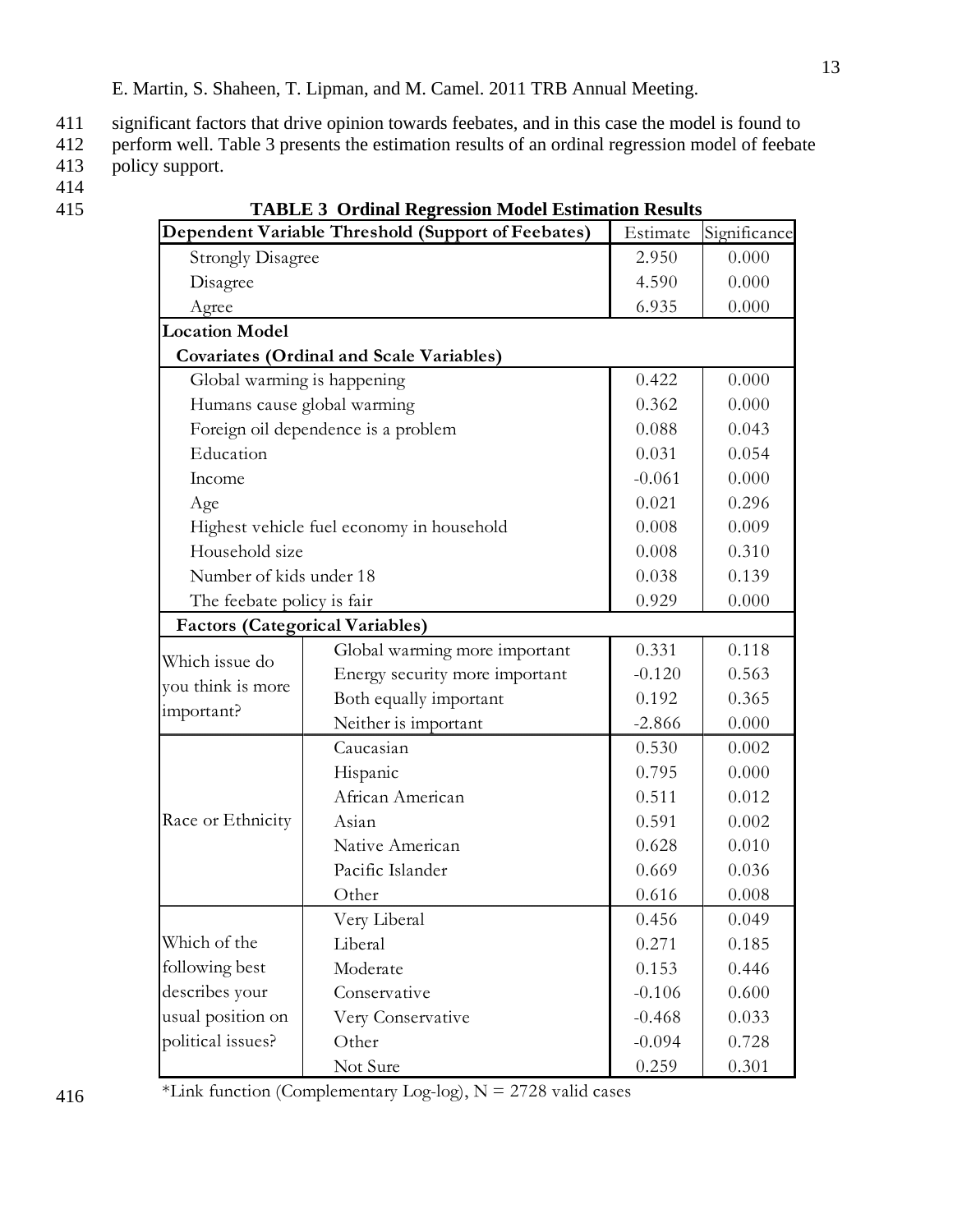significant factors that drive opinion towards feebates, and in this case the model is found to perform well. Table 3 presents the estimation results of an ordinal regression model of feebate policy support.

**TABLE 3 Ordinal Regression Model Estimation Results**

| Dependent Variable Threshold (Support of Feebates) | | Estimate | Significance |
|---|---|---|---|
| Strongly Disagree | | 2.950 | 0.000 |
| Disagree | | 4.590 | 0.000 |
| Agree | | 6.935 | 0.000 |
| **Location Model** | | | |
| **Covariates (Ordinal and Scale Variables)** | | | |
| Global warming is happening | | 0.422 | 0.000 |
| Humans cause global warming | | 0.362 | 0.000 |
| Foreign oil dependence is a problem | | 0.088 | 0.043 |
| Education | | 0.031 | 0.054 |
| Income | | -0.061 | 0.000 |
| Age | | 0.021 | 0.296 |
| Highest vehicle fuel economy in household | | 0.008 | 0.009 |
| Household size | | 0.008 | 0.310 |
| Number of kids under 18 | | 0.038 | 0.139 |
| The feebate policy is fair | | 0.929 | 0.000 |
| **Factors (Categorical Variables)** | | | |
| Which issue do you think is more important? | Global warming more important | 0.331 | 0.118 |
| | Energy security more important | -0.120 | 0.563 |
| | Both equally important | 0.192 | 0.365 |
| | Neither is important | -2.866 | 0.000 |
| Race or Ethnicity | Caucasian | 0.530 | 0.002 |
| | Hispanic | 0.795 | 0.000 |
| | African American | 0.511 | 0.012 |
| | Asian | 0.591 | 0.002 |
| | Native American | 0.628 | 0.010 |
| | Pacific Islander | 0.669 | 0.036 |
| | Other | 0.616 | 0.008 |
| Which of the following best describes your usual position on political issues? | Very Liberal | 0.456 | 0.049 |
| | Liberal | 0.271 | 0.185 |
| | Moderate | 0.153 | 0.446 |
| | Conservative | -0.106 | 0.600 |
| | Very Conservative | -0.468 | 0.033 |
| | Other | -0.094 | 0.728 |
| | Not Sure | 0.259 | 0.301 |

*Link function (Complementary Log-log), N = 2728 valid cases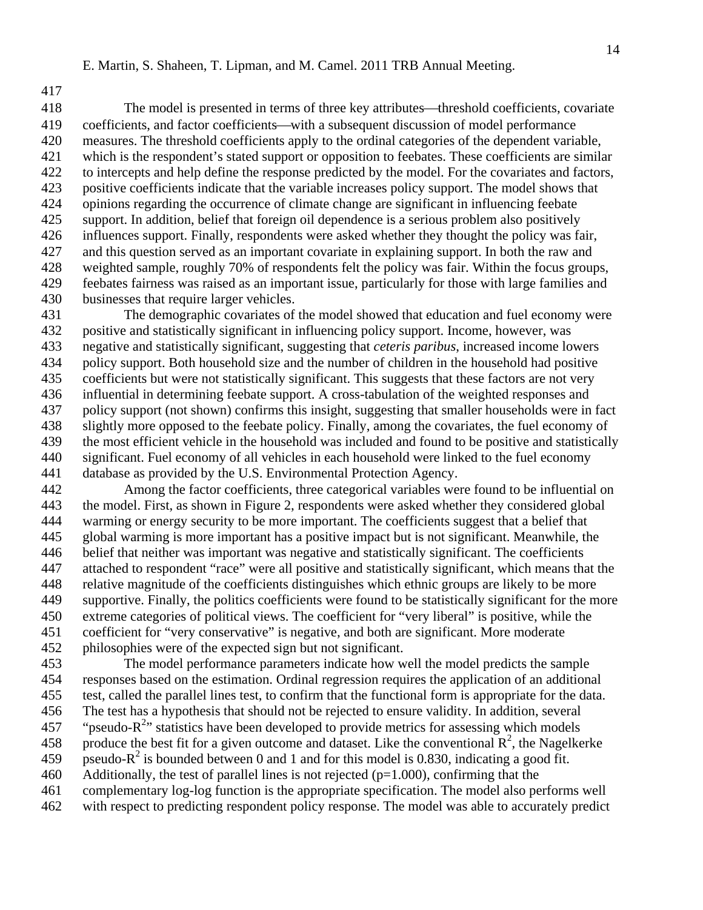The model is presented in terms of three key attributes—threshold coefficients, covariate coefficients, and factor coefficients—with a subsequent discussion of model performance measures. The threshold coefficients apply to the ordinal categories of the dependent variable, which is the respondent's stated support or opposition to feebates. These coefficients are similar to intercepts and help define the response predicted by the model. For the covariates and factors, positive coefficients indicate that the variable increases policy support. The model shows that opinions regarding the occurrence of climate change are significant in influencing feebate support. In addition, belief that foreign oil dependence is a serious problem also positively influences support. Finally, respondents were asked whether they thought the policy was fair, and this question served as an important covariate in explaining support. In both the raw and weighted sample, roughly 70% of respondents felt the policy was fair. Within the focus groups, feebates fairness was raised as an important issue, particularly for those with large families and businesses that require larger vehicles.

The demographic covariates of the model showed that education and fuel economy were positive and statistically significant in influencing policy support. Income, however, was negative and statistically significant, suggesting that *ceteris paribus*, increased income lowers policy support. Both household size and the number of children in the household had positive coefficients but were not statistically significant. This suggests that these factors are not very influential in determining feebate support. A cross-tabulation of the weighted responses and policy support (not shown) confirms this insight, suggesting that smaller households were in fact slightly more opposed to the feebate policy. Finally, among the covariates, the fuel economy of the most efficient vehicle in the household was included and found to be positive and statistically significant. Fuel economy of all vehicles in each household were linked to the fuel economy database as provided by the U.S. Environmental Protection Agency.

Among the factor coefficients, three categorical variables were found to be influential on the model. First, as shown in Figure 2, respondents were asked whether they considered global warming or energy security to be more important. The coefficients suggest that a belief that global warming is more important has a positive impact but is not significant. Meanwhile, the belief that neither was important was negative and statistically significant. The coefficients attached to respondent "race" were all positive and statistically significant, which means that the relative magnitude of the coefficients distinguishes which ethnic groups are likely to be more supportive. Finally, the politics coefficients were found to be statistically significant for the more extreme categories of political views. The coefficient for "very liberal" is positive, while the coefficient for "very conservative" is negative, and both are significant. More moderate philosophies were of the expected sign but not significant.

The model performance parameters indicate how well the model predicts the sample responses based on the estimation. Ordinal regression requires the application of an additional test, called the parallel lines test, to confirm that the functional form is appropriate for the data. The test has a hypothesis that should not be rejected to ensure validity. In addition, several "pseudo-$R^2$" statistics have been developed to provide metrics for assessing which models produce the best fit for a given outcome and dataset. Like the conventional $R^2$, the Nagelkerke pseudo-$R^2$ is bounded between 0 and 1 and for this model is 0.830, indicating a good fit. Additionally, the test of parallel lines is not rejected ($p=1.000$), confirming that the complementary log-log function is the appropriate specification. The model also performs well with respect to predicting respondent policy response. The model was able to accurately predict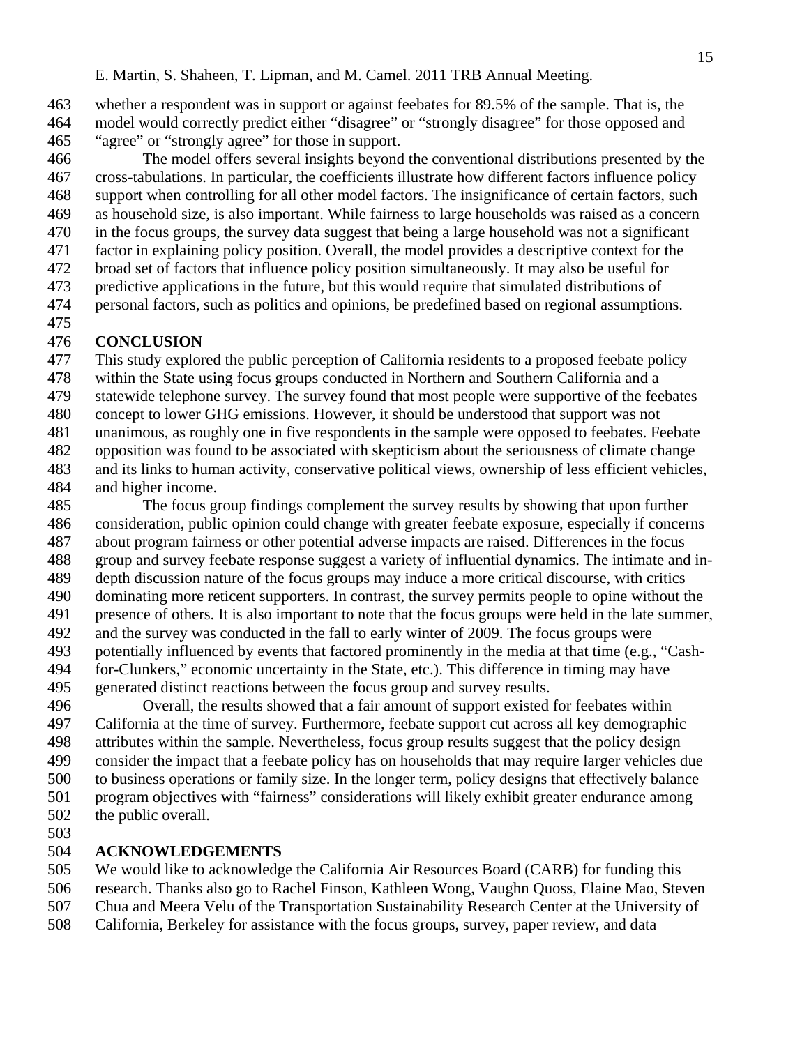whether a respondent was in support or against feebates for 89.5% of the sample. That is, the model would correctly predict either "disagree" or "strongly disagree" for those opposed and "agree" or "strongly agree" for those in support.

The model offers several insights beyond the conventional distributions presented by the cross-tabulations. In particular, the coefficients illustrate how different factors influence policy support when controlling for all other model factors. The insignificance of certain factors, such as household size, is also important. While fairness to large households was raised as a concern in the focus groups, the survey data suggest that being a large household was not a significant factor in explaining policy position. Overall, the model provides a descriptive context for the broad set of factors that influence policy position simultaneously. It may also be useful for predictive applications in the future, but this would require that simulated distributions of personal factors, such as politics and opinions, be predefined based on regional assumptions.

## CONCLUSION

This study explored the public perception of California residents to a proposed feebate policy within the State using focus groups conducted in Northern and Southern California and a statewide telephone survey. The survey found that most people were supportive of the feebates concept to lower GHG emissions. However, it should be understood that support was not unanimous, as roughly one in five respondents in the sample were opposed to feebates. Feebate opposition was found to be associated with skepticism about the seriousness of climate change and its links to human activity, conservative political views, ownership of less efficient vehicles, and higher income.

The focus group findings complement the survey results by showing that upon further consideration, public opinion could change with greater feebate exposure, especially if concerns about program fairness or other potential adverse impacts are raised. Differences in the focus group and survey feebate response suggest a variety of influential dynamics. The intimate and in-depth discussion nature of the focus groups may induce a more critical discourse, with critics dominating more reticent supporters. In contrast, the survey permits people to opine without the presence of others. It is also important to note that the focus groups were held in the late summer, and the survey was conducted in the fall to early winter of 2009. The focus groups were potentially influenced by events that factored prominently in the media at that time (e.g., "Cash-for-Clunkers," economic uncertainty in the State, etc.). This difference in timing may have generated distinct reactions between the focus group and survey results.

Overall, the results showed that a fair amount of support existed for feebates within California at the time of survey. Furthermore, feebate support cut across all key demographic attributes within the sample. Nevertheless, focus group results suggest that the policy design consider the impact that a feebate policy has on households that may require larger vehicles due to business operations or family size. In the longer term, policy designs that effectively balance program objectives with "fairness" considerations will likely exhibit greater endurance among the public overall.

## ACKNOWLEDGEMENTS

We would like to acknowledge the California Air Resources Board (CARB) for funding this research. Thanks also go to Rachel Finson, Kathleen Wong, Vaughn Quoss, Elaine Mao, Steven Chua and Meera Velu of the Transportation Sustainability Research Center at the University of California, Berkeley for assistance with the focus groups, survey, paper review, and data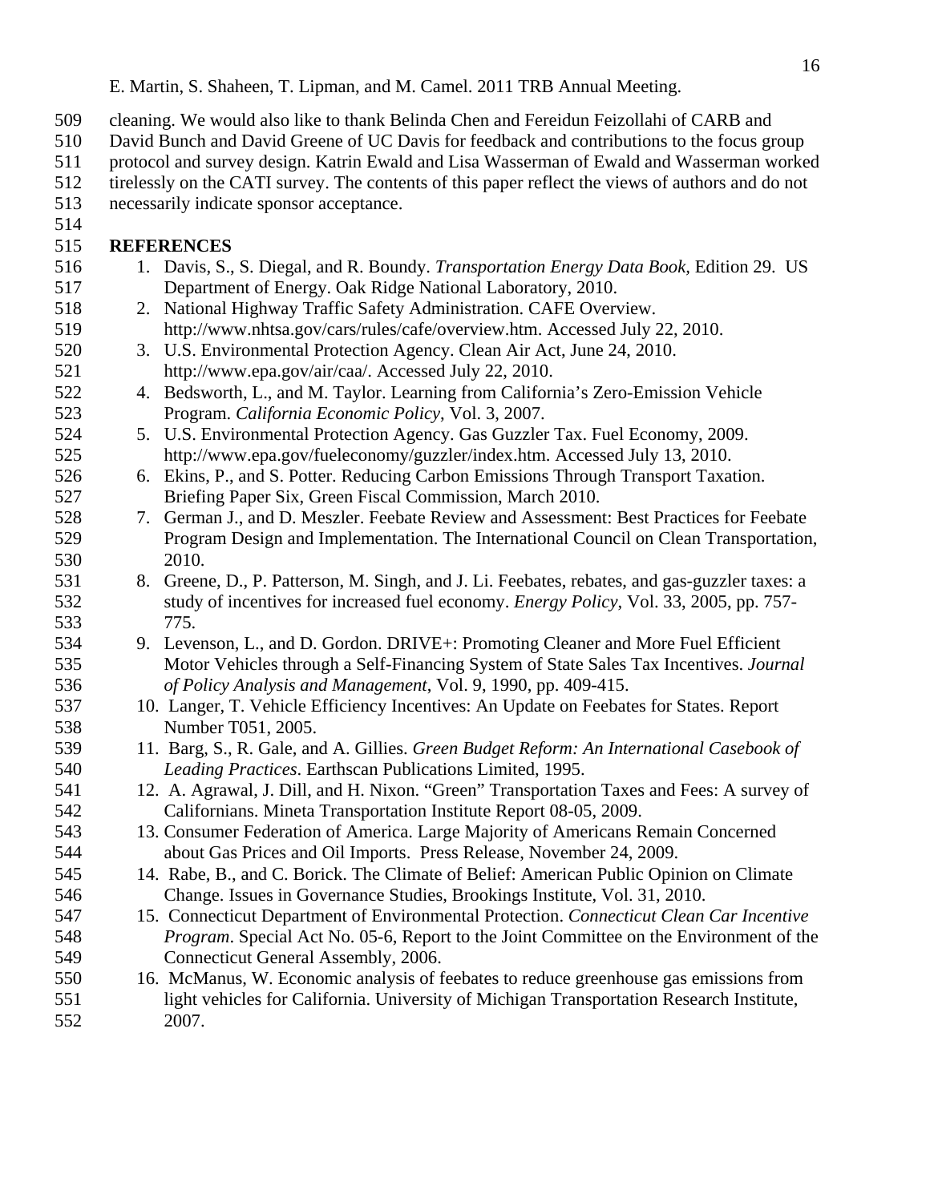cleaning. We would also like to thank Belinda Chen and Fereidun Feizollahi of CARB and David Bunch and David Greene of UC Davis for feedback and contributions to the focus group protocol and survey design. Katrin Ewald and Lisa Wasserman of Ewald and Wasserman worked tirelessly on the CATI survey. The contents of this paper reflect the views of authors and do not necessarily indicate sponsor acceptance.

## REFERENCES

1. Davis, S., S. Diegal, and R. Boundy. *Transportation Energy Data Book,* Edition 29. US Department of Energy. Oak Ridge National Laboratory, 2010.
2. National Highway Traffic Safety Administration. CAFE Overview. http://www.nhtsa.gov/cars/rules/cafe/overview.htm. Accessed July 22, 2010.
3. U.S. Environmental Protection Agency. Clean Air Act, June 24, 2010. http://www.epa.gov/air/caa/. Accessed July 22, 2010.
4. Bedsworth, L., and M. Taylor. Learning from California's Zero-Emission Vehicle Program. *California Economic Policy*, Vol. 3, 2007.
5. U.S. Environmental Protection Agency. Gas Guzzler Tax. Fuel Economy, 2009. http://www.epa.gov/fueleconomy/guzzler/index.htm. Accessed July 13, 2010.
6. Ekins, P., and S. Potter. Reducing Carbon Emissions Through Transport Taxation. Briefing Paper Six, Green Fiscal Commission, March 2010.
7. German J., and D. Meszler. Feebate Review and Assessment: Best Practices for Feebate Program Design and Implementation. The International Council on Clean Transportation, 2010.
8. Greene, D., P. Patterson, M. Singh, and J. Li. Feebates, rebates, and gas-guzzler taxes: a study of incentives for increased fuel economy. *Energy Policy*, Vol. 33, 2005, pp. 757-775.
9. Levenson, L., and D. Gordon. DRIVE+: Promoting Cleaner and More Fuel Efficient Motor Vehicles through a Self-Financing System of State Sales Tax Incentives. *Journal of Policy Analysis and Management*, Vol. 9, 1990, pp. 409-415.
10. Langer, T. Vehicle Efficiency Incentives: An Update on Feebates for States. Report Number T051, 2005.
11. Barg, S., R. Gale, and A. Gillies. *Green Budget Reform: An International Casebook of Leading Practices*. Earthscan Publications Limited, 1995.
12. A. Agrawal, J. Dill, and H. Nixon. "Green" Transportation Taxes and Fees: A survey of Californians. Mineta Transportation Institute Report 08-05, 2009.
13. Consumer Federation of America. Large Majority of Americans Remain Concerned about Gas Prices and Oil Imports. Press Release, November 24, 2009.
14. Rabe, B., and C. Borick. The Climate of Belief: American Public Opinion on Climate Change. Issues in Governance Studies, Brookings Institute, Vol. 31, 2010.
15. Connecticut Department of Environmental Protection. *Connecticut Clean Car Incentive Program*. Special Act No. 05-6, Report to the Joint Committee on the Environment of the Connecticut General Assembly, 2006.
16. McManus, W. Economic analysis of feebates to reduce greenhouse gas emissions from light vehicles for California. University of Michigan Transportation Research Institute, 2007.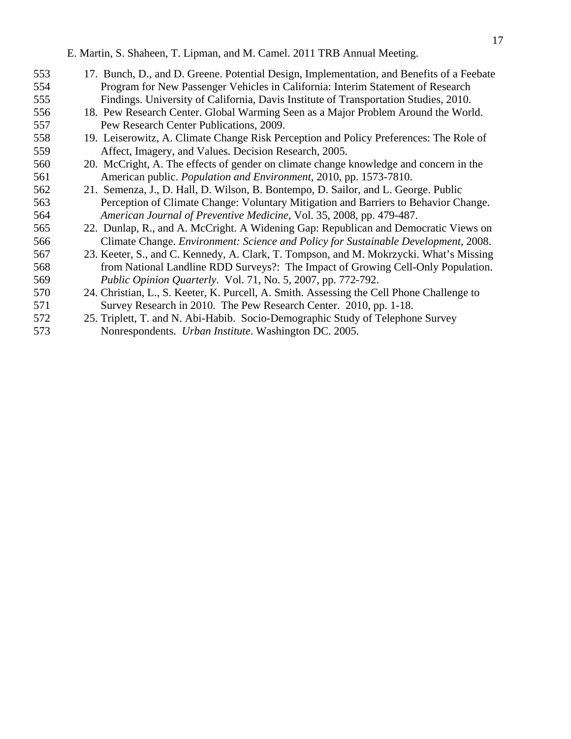17. Bunch, D., and D. Greene. Potential Design, Implementation, and Benefits of a Feebate Program for New Passenger Vehicles in California: Interim Statement of Research Findings. University of California, Davis Institute of Transportation Studies, 2010.
18. Pew Research Center. Global Warming Seen as a Major Problem Around the World. Pew Research Center Publications, 2009.
19. Leiserowitz, A. Climate Change Risk Perception and Policy Preferences: The Role of Affect, Imagery, and Values. Decision Research, 2005.
20. McCright, A. The effects of gender on climate change knowledge and concern in the American public. *Population and Environment*, 2010, pp. 1573-7810.
21. Semenza, J., D. Hall, D. Wilson, B. Bontempo, D. Sailor, and L. George. Public Perception of Climate Change: Voluntary Mitigation and Barriers to Behavior Change. *American Journal of Preventive Medicine*, Vol. 35, 2008, pp. 479-487.
22. Dunlap, R., and A. McCright. A Widening Gap: Republican and Democratic Views on Climate Change. *Environment: Science and Policy for Sustainable Development*, 2008.
23. Keeter, S., and C. Kennedy, A. Clark, T. Tompson, and M. Mokrzycki. What's Missing from National Landline RDD Surveys?: The Impact of Growing Cell-Only Population. *Public Opinion Quarterly*. Vol. 71, No. 5, 2007, pp. 772-792.
24. Christian, L., S. Keeter, K. Purcell, A. Smith. Assessing the Cell Phone Challenge to Survey Research in 2010. The Pew Research Center. 2010, pp. 1-18.
25. Triplett, T. and N. Abi-Habib. Socio-Demographic Study of Telephone Survey Nonrespondents. *Urban Institute*. Washington DC. 2005.